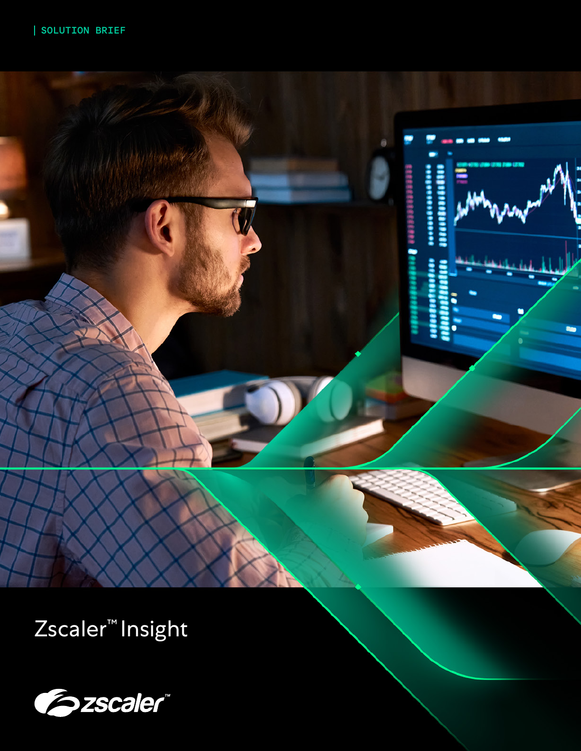SOLUTION BRIEF

# Zscaler™ Insight

zscaler™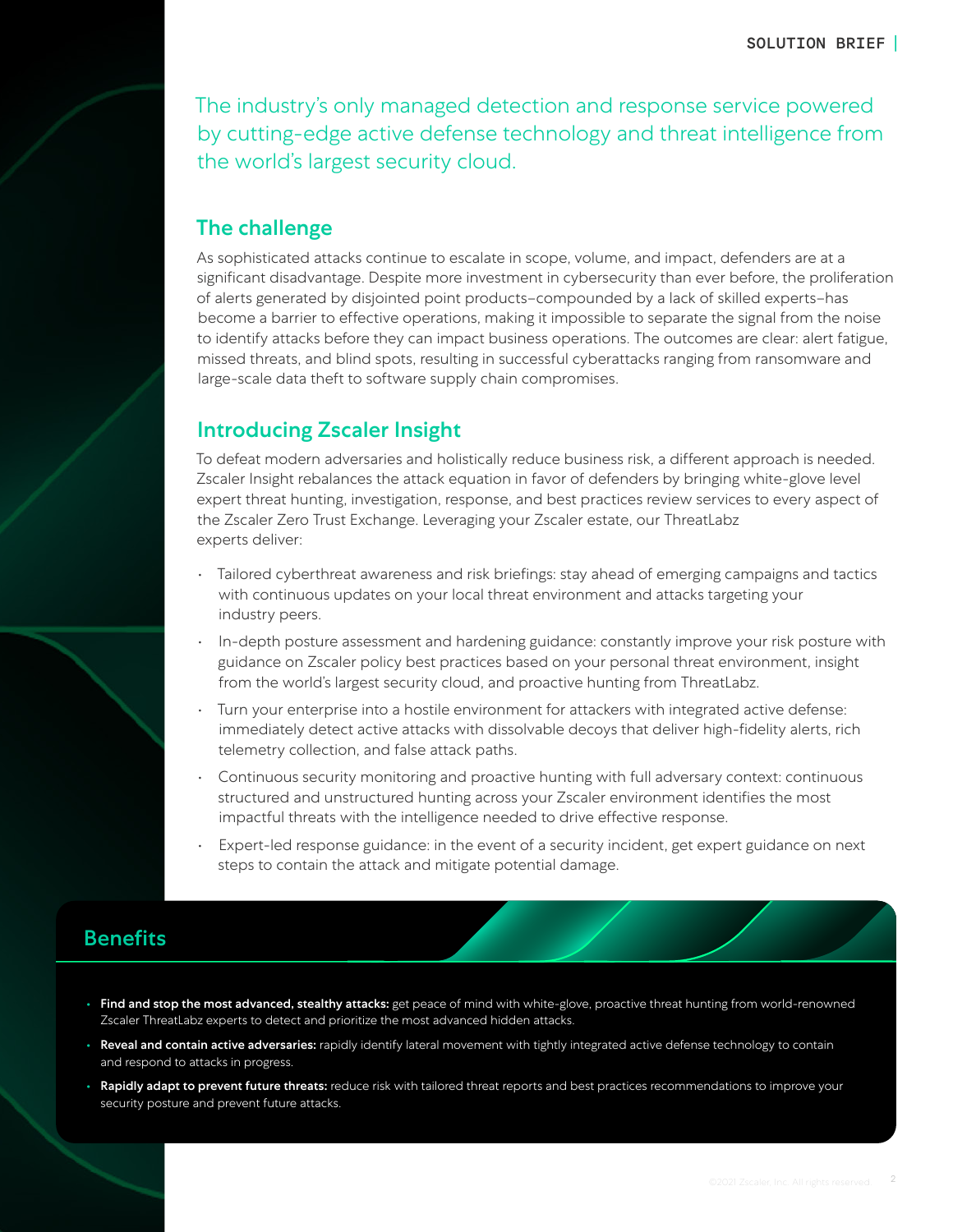The industry's only managed detection and response service powered by cutting-edge active defense technology and threat intelligence from the world's largest security cloud.

## The challenge

As sophisticated attacks continue to escalate in scope, volume, and impact, defenders are at a significant disadvantage. Despite more investment in cybersecurity than ever before, the proliferation of alerts generated by disjointed point products–compounded by a lack of skilled experts–has become a barrier to effective operations, making it impossible to separate the signal from the noise to identify attacks before they can impact business operations. The outcomes are clear: alert fatigue, missed threats, and blind spots, resulting in successful cyberattacks ranging from ransomware and large-scale data theft to software supply chain compromises.

## Introducing Zscaler Insight

To defeat modern adversaries and holistically reduce business risk, a different approach is needed. Zscaler Insight rebalances the attack equation in favor of defenders by bringing white-glove level expert threat hunting, investigation, response, and best practices review services to every aspect of the Zscaler Zero Trust Exchange. Leveraging your Zscaler estate, our ThreatLabz experts deliver:

- Tailored cyberthreat awareness and risk briefings: stay ahead of emerging campaigns and tactics with continuous updates on your local threat environment and attacks targeting your industry peers.
- In-depth posture assessment and hardening guidance: constantly improve your risk posture with guidance on Zscaler policy best practices based on your personal threat environment, insight from the world's largest security cloud, and proactive hunting from ThreatLabz.
- Turn your enterprise into a hostile environment for attackers with integrated active defense: immediately detect active attacks with dissolvable decoys that deliver high-fidelity alerts, rich telemetry collection, and false attack paths.
- Continuous security monitoring and proactive hunting with full adversary context: continuous structured and unstructured hunting across your Zscaler environment identifies the most impactful threats with the intelligence needed to drive effective response.
- Expert-led response guidance: in the event of a security incident, get expert guidance on next steps to contain the attack and mitigate potential damage.

## Benefits

- **Find and stop the most advanced, stealthy attacks:** get peace of mind with white-glove, proactive threat hunting from world-renowned Zscaler ThreatLabz experts to detect and prioritize the most advanced hidden attacks.
- **Reveal and contain active adversaries:** rapidly identify lateral movement with tightly integrated active defense technology to contain and respond to attacks in progress.
- **Rapidly adapt to prevent future threats:** reduce risk with tailored threat reports and best practices recommendations to improve your security posture and prevent future attacks.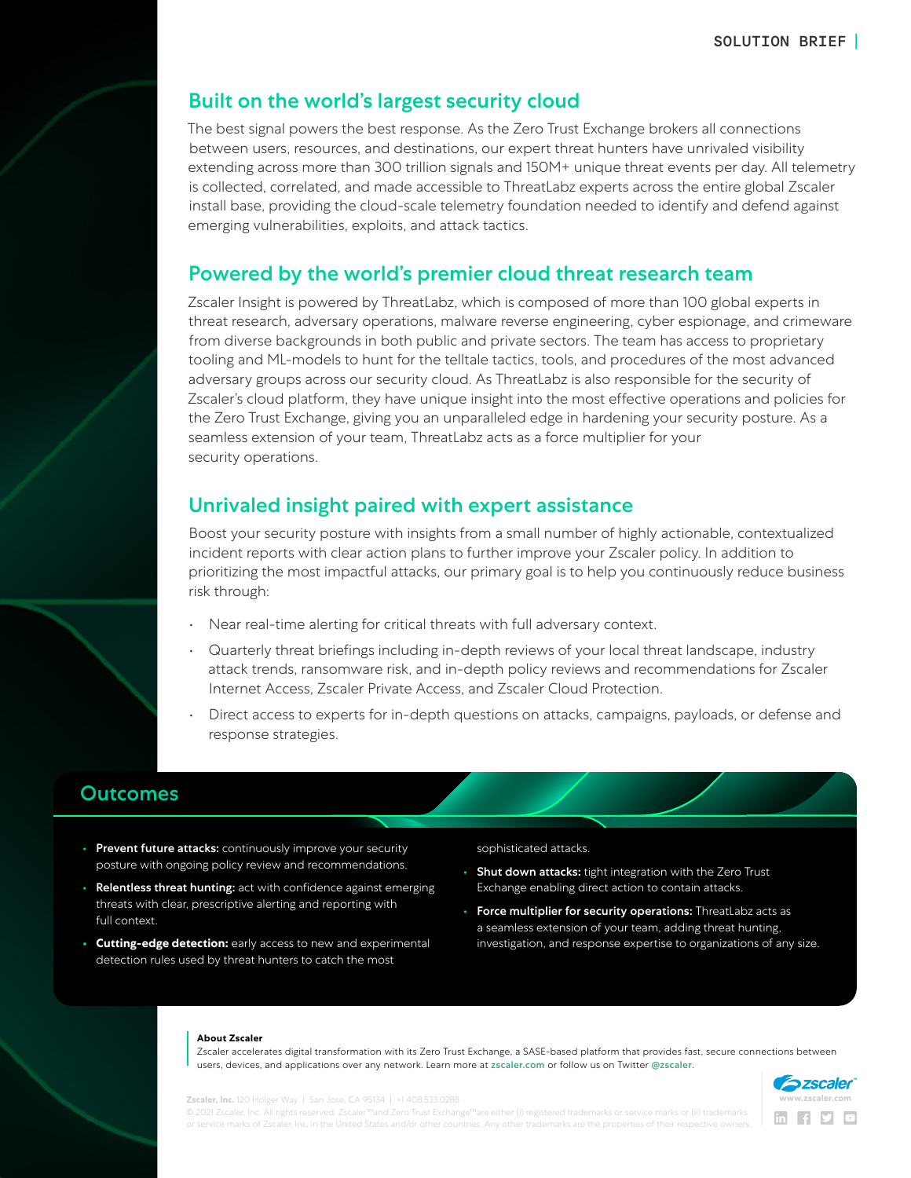## Built on the world's largest security cloud

The best signal powers the best response. As the Zero Trust Exchange brokers all connections between users, resources, and destinations, our expert threat hunters have unrivaled visibility extending across more than 300 trillion signals and 150M+ unique threat events per day. All telemetry is collected, correlated, and made accessible to ThreatLabz experts across the entire global Zscaler install base, providing the cloud-scale telemetry foundation needed to identify and defend against emerging vulnerabilities, exploits, and attack tactics.

## Powered by the world's premier cloud threat research team

Zscaler Insight is powered by ThreatLabz, which is composed of more than 100 global experts in threat research, adversary operations, malware reverse engineering, cyber espionage, and crimeware from diverse backgrounds in both public and private sectors. The team has access to proprietary tooling and ML-models to hunt for the telltale tactics, tools, and procedures of the most advanced adversary groups across our security cloud. As ThreatLabz is also responsible for the security of Zscaler's cloud platform, they have unique insight into the most effective operations and policies for the Zero Trust Exchange, giving you an unparalleled edge in hardening your security posture. As a seamless extension of your team, ThreatLabz acts as a force multiplier for your security operations.

## Unrivaled insight paired with expert assistance

Boost your security posture with insights from a small number of highly actionable, contextualized incident reports with clear action plans to further improve your Zscaler policy. In addition to prioritizing the most impactful attacks, our primary goal is to help you continuously reduce business risk through:

- Near real-time alerting for critical threats with full adversary context.
- Quarterly threat briefings including in-depth reviews of your local threat landscape, industry attack trends, ransomware risk, and in-depth policy reviews and recommendations for Zscaler Internet Access, Zscaler Private Access, and Zscaler Cloud Protection.
- Direct access to experts for in-depth questions on attacks, campaigns, payloads, or defense and response strategies.

## Outcomes

- **Prevent future attacks:** continuously improve your security posture with ongoing policy review and recommendations.
- **Relentless threat hunting:** act with confidence against emerging threats with clear, prescriptive alerting and reporting with full context.
- **Cutting-edge detection:** early access to new and experimental detection rules used by threat hunters to catch the most sophisticated attacks.
- **Shut down attacks:** tight integration with the Zero Trust Exchange enabling direct action to contain attacks.
- **Force multiplier for security operations:** ThreatLabz acts as a seamless extension of your team, adding threat hunting, investigation, and response expertise to organizations of any size.

**About Zscaler**
Zscaler accelerates digital transformation with its Zero Trust Exchange, a SASE-based platform that provides fast, secure connections between users, devices, and applications over any network. Learn more at zscaler.com or follow us on Twitter @zscaler.

**Zscaler, Inc.** 120 Holger Way | San Jose, CA 95134 | +1 408.533.0288
© 2021 Zscaler, Inc. All rights reserved. Zscaler™ and Zero Trust Exchange™ are either (i) registered trademarks or service marks or (ii) trademarks or service marks of Zscaler, Inc. in the United States and/or other countries. Any other trademarks are the properties of their respective owners.

www.zscaler.com